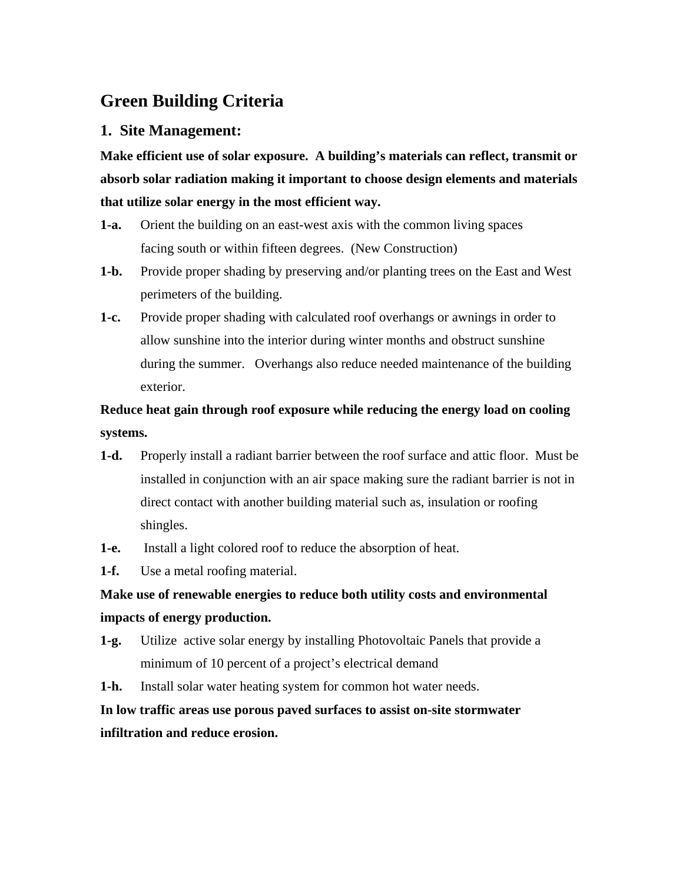# Green Building Criteria

## 1. Site Management:

**Make efficient use of solar exposure. A building's materials can reflect, transmit or absorb solar radiation making it important to choose design elements and materials that utilize solar energy in the most efficient way.**

**1-a.** Orient the building on an east-west axis with the common living spaces facing south or within fifteen degrees. (New Construction)

**1-b.** Provide proper shading by preserving and/or planting trees on the East and West perimeters of the building.

**1-c.** Provide proper shading with calculated roof overhangs or awnings in order to allow sunshine into the interior during winter months and obstruct sunshine during the summer. Overhangs also reduce needed maintenance of the building exterior.

**Reduce heat gain through roof exposure while reducing the energy load on cooling systems.**

**1-d.** Properly install a radiant barrier between the roof surface and attic floor. Must be installed in conjunction with an air space making sure the radiant barrier is not in direct contact with another building material such as, insulation or roofing shingles.

**1-e.** Install a light colored roof to reduce the absorption of heat.

**1-f.** Use a metal roofing material.

**Make use of renewable energies to reduce both utility costs and environmental impacts of energy production.**

**1-g.** Utilize active solar energy by installing Photovoltaic Panels that provide a minimum of 10 percent of a project's electrical demand

**1-h.** Install solar water heating system for common hot water needs.

**In low traffic areas use porous paved surfaces to assist on-site stormwater infiltration and reduce erosion.**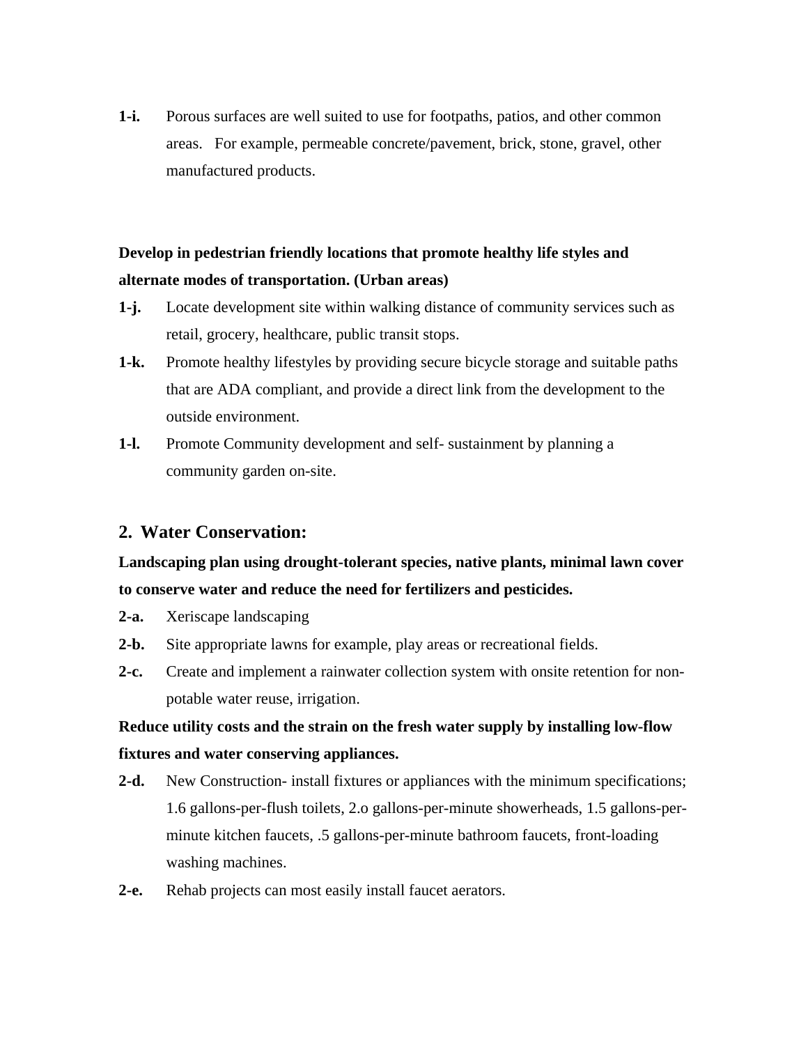**1-i.** Porous surfaces are well suited to use for footpaths, patios, and other common areas. For example, permeable concrete/pavement, brick, stone, gravel, other manufactured products.

**Develop in pedestrian friendly locations that promote healthy life styles and alternate modes of transportation. (Urban areas)**

**1-j.** Locate development site within walking distance of community services such as retail, grocery, healthcare, public transit stops.

**1-k.** Promote healthy lifestyles by providing secure bicycle storage and suitable paths that are ADA compliant, and provide a direct link from the development to the outside environment.

**1-l.** Promote Community development and self- sustainment by planning a community garden on-site.

## 2. Water Conservation:

**Landscaping plan using drought-tolerant species, native plants, minimal lawn cover to conserve water and reduce the need for fertilizers and pesticides.**

**2-a.** Xeriscape landscaping

**2-b.** Site appropriate lawns for example, play areas or recreational fields.

**2-c.** Create and implement a rainwater collection system with onsite retention for non-potable water reuse, irrigation.

**Reduce utility costs and the strain on the fresh water supply by installing low-flow fixtures and water conserving appliances.**

**2-d.** New Construction- install fixtures or appliances with the minimum specifications; 1.6 gallons-per-flush toilets, 2.o gallons-per-minute showerheads, 1.5 gallons-per-minute kitchen faucets, .5 gallons-per-minute bathroom faucets, front-loading washing machines.

**2-e.** Rehab projects can most easily install faucet aerators.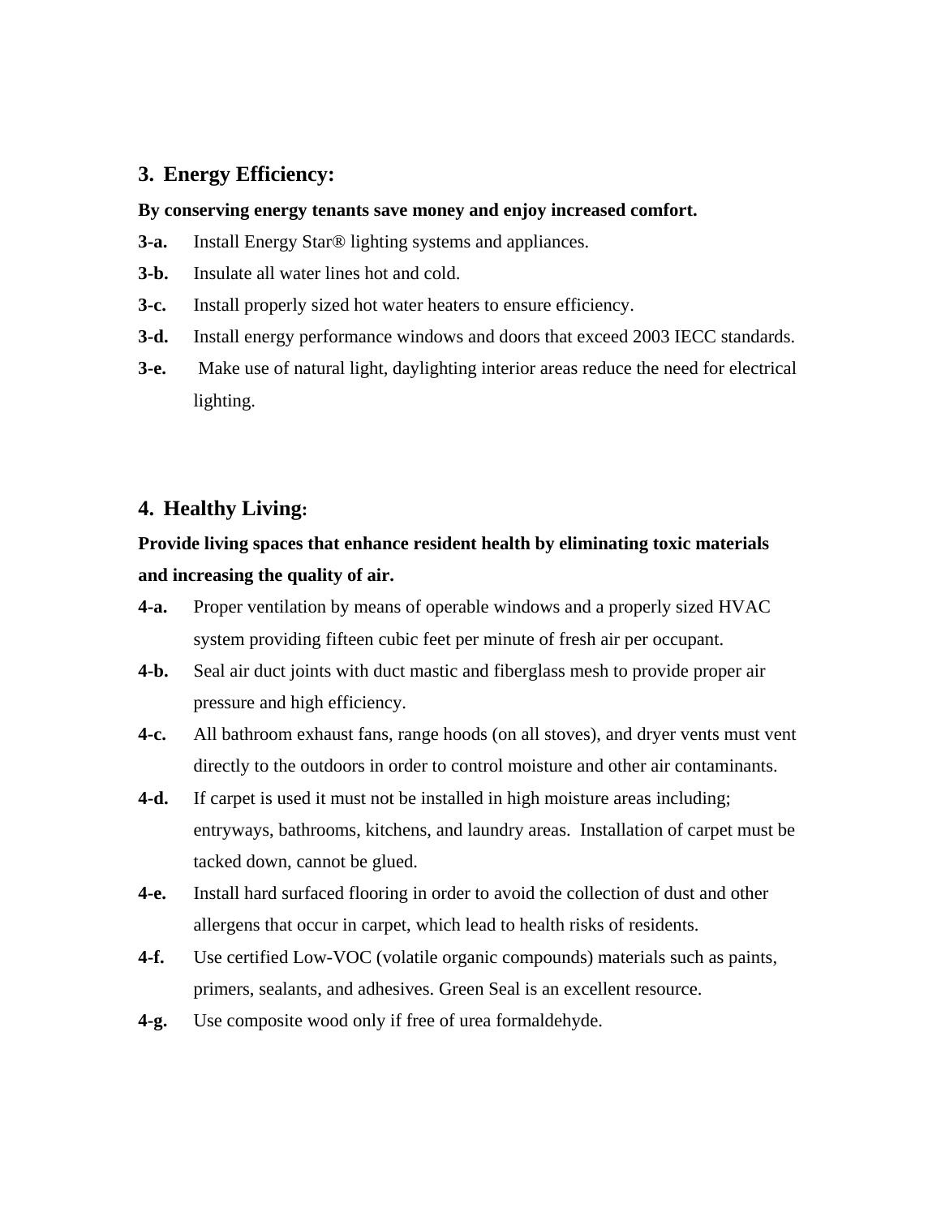## 3. Energy Efficiency:

**By conserving energy tenants save money and enjoy increased comfort.**

**3-a.** Install Energy Star® lighting systems and appliances.

**3-b.** Insulate all water lines hot and cold.

**3-c.** Install properly sized hot water heaters to ensure efficiency.

**3-d.** Install energy performance windows and doors that exceed 2003 IECC standards.

**3-e.** Make use of natural light, daylighting interior areas reduce the need for electrical lighting.

## 4. Healthy Living:

**Provide living spaces that enhance resident health by eliminating toxic materials and increasing the quality of air.**

**4-a.** Proper ventilation by means of operable windows and a properly sized HVAC system providing fifteen cubic feet per minute of fresh air per occupant.

**4-b.** Seal air duct joints with duct mastic and fiberglass mesh to provide proper air pressure and high efficiency.

**4-c.** All bathroom exhaust fans, range hoods (on all stoves), and dryer vents must vent directly to the outdoors in order to control moisture and other air contaminants.

**4-d.** If carpet is used it must not be installed in high moisture areas including; entryways, bathrooms, kitchens, and laundry areas. Installation of carpet must be tacked down, cannot be glued.

**4-e.** Install hard surfaced flooring in order to avoid the collection of dust and other allergens that occur in carpet, which lead to health risks of residents.

**4-f.** Use certified Low-VOC (volatile organic compounds) materials such as paints, primers, sealants, and adhesives. Green Seal is an excellent resource.

**4-g.** Use composite wood only if free of urea formaldehyde.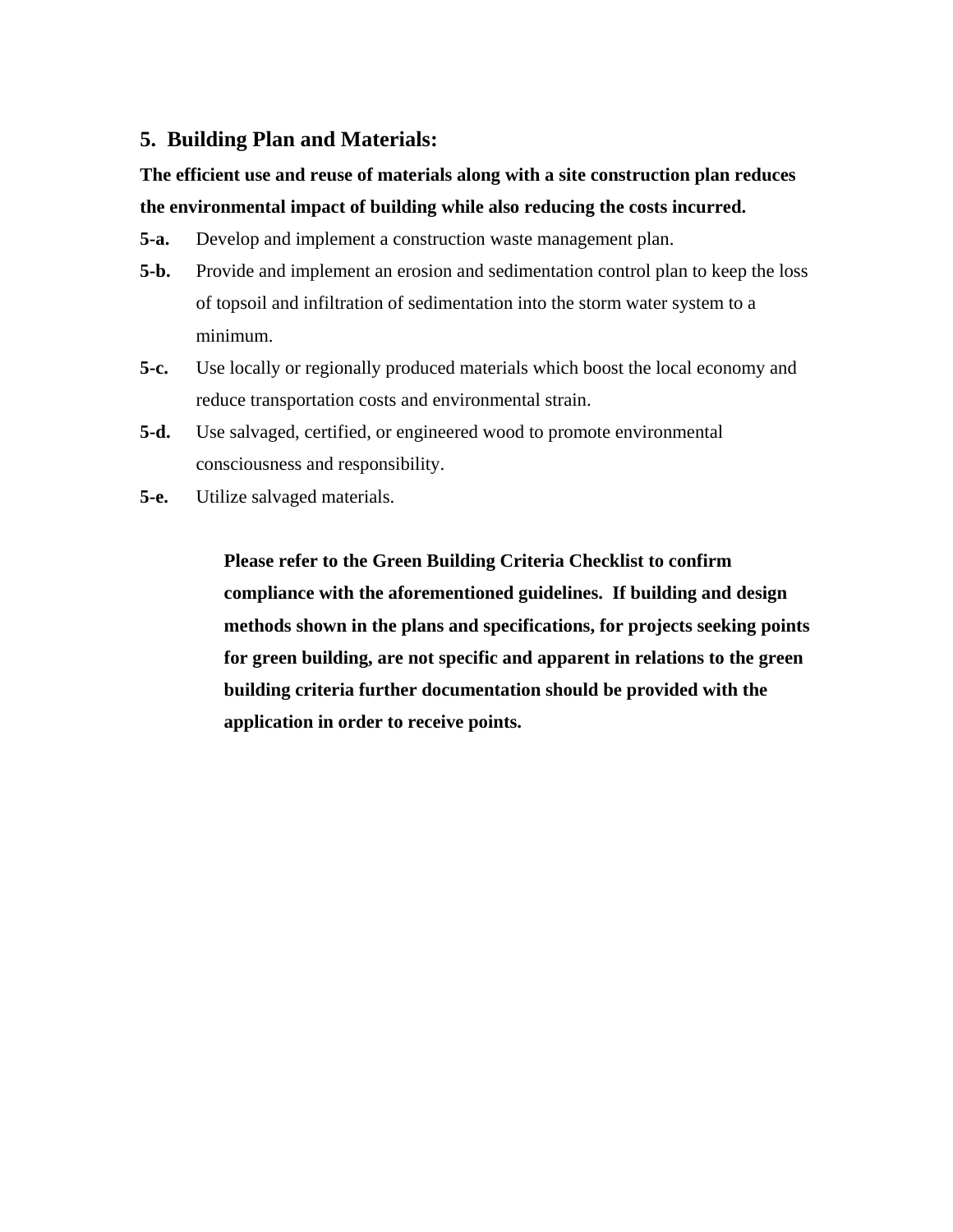## 5. Building Plan and Materials:

**The efficient use and reuse of materials along with a site construction plan reduces the environmental impact of building while also reducing the costs incurred.**

**5-a.** Develop and implement a construction waste management plan.

**5-b.** Provide and implement an erosion and sedimentation control plan to keep the loss of topsoil and infiltration of sedimentation into the storm water system to a minimum.

**5-c.** Use locally or regionally produced materials which boost the local economy and reduce transportation costs and environmental strain.

**5-d.** Use salvaged, certified, or engineered wood to promote environmental consciousness and responsibility.

**5-e.** Utilize salvaged materials.

> **Please refer to the Green Building Criteria Checklist to confirm compliance with the aforementioned guidelines. If building and design methods shown in the plans and specifications, for projects seeking points for green building, are not specific and apparent in relations to the green building criteria further documentation should be provided with the application in order to receive points.**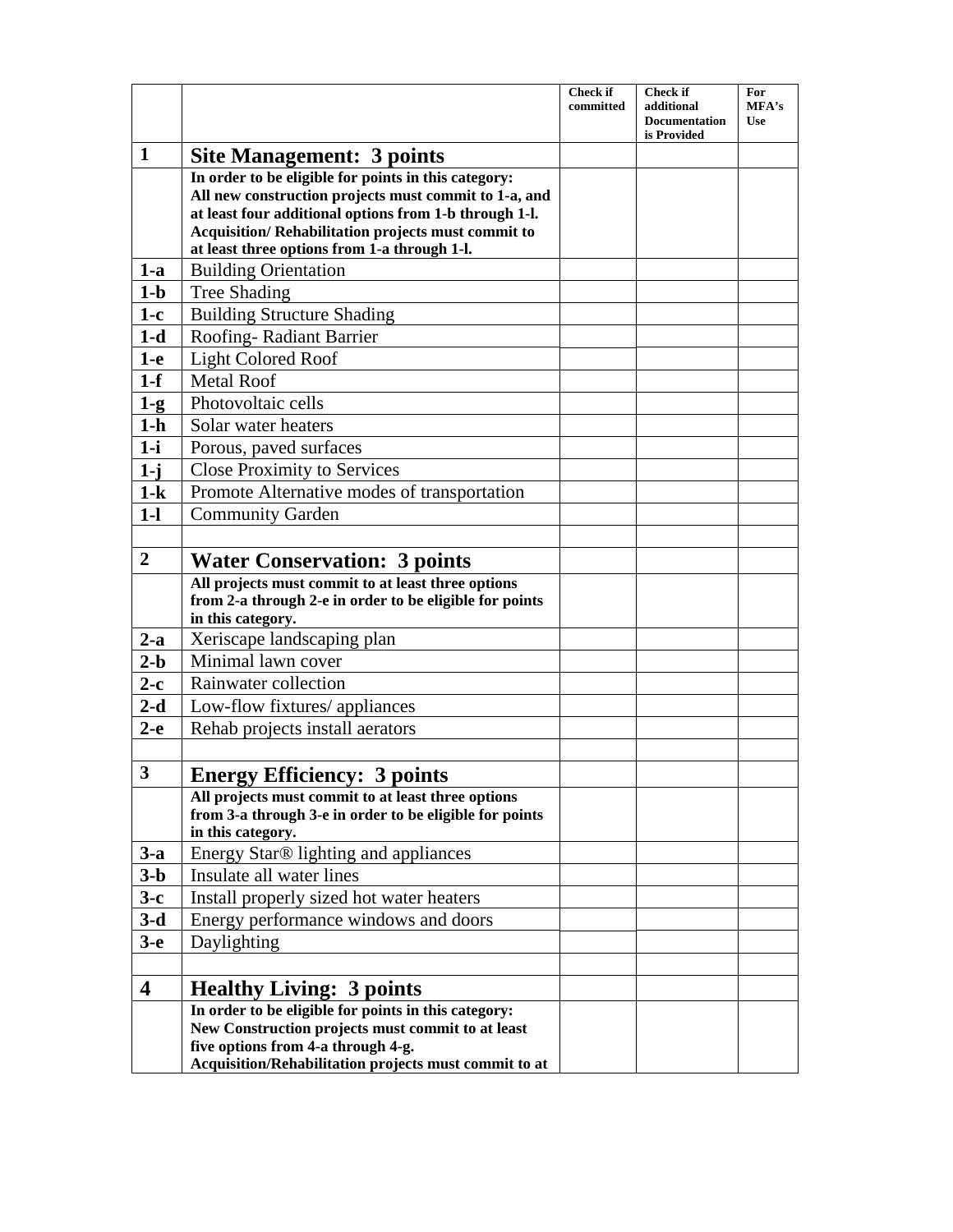| | | Check if committed | Check if additional Documentation is Provided | For MFA's Use |
|---|---|---|---|---|
| **1** | **Site Management: 3 points** | | | |
| | **In order to be eligible for points in this category: All new construction projects must commit to 1-a, and at least four additional options from 1-b through 1-l. Acquisition/ Rehabilitation projects must commit to at least three options from 1-a through 1-l.** | | | |
| **1-a** | Building Orientation | | | |
| **1-b** | Tree Shading | | | |
| **1-c** | Building Structure Shading | | | |
| **1-d** | Roofing- Radiant Barrier | | | |
| **1-e** | Light Colored Roof | | | |
| **1-f** | Metal Roof | | | |
| **1-g** | Photovoltaic cells | | | |
| **1-h** | Solar water heaters | | | |
| **1-i** | Porous, paved surfaces | | | |
| **1-j** | Close Proximity to Services | | | |
| **1-k** | Promote Alternative modes of transportation | | | |
| **1-l** | Community Garden | | | |
| | | | | |
| **2** | **Water Conservation: 3 points** | | | |
| | **All projects must commit to at least three options from 2-a through 2-e in order to be eligible for points in this category.** | | | |
| **2-a** | Xeriscape landscaping plan | | | |
| **2-b** | Minimal lawn cover | | | |
| **2-c** | Rainwater collection | | | |
| **2-d** | Low-flow fixtures/ appliances | | | |
| **2-e** | Rehab projects install aerators | | | |
| | | | | |
| **3** | **Energy Efficiency: 3 points** | | | |
| | **All projects must commit to at least three options from 3-a through 3-e in order to be eligible for points in this category.** | | | |
| **3-a** | Energy Star® lighting and appliances | | | |
| **3-b** | Insulate all water lines | | | |
| **3-c** | Install properly sized hot water heaters | | | |
| **3-d** | Energy performance windows and doors | | | |
| **3-e** | Daylighting | | | |
| | | | | |
| **4** | **Healthy Living: 3 points** | | | |
| | **In order to be eligible for points in this category: New Construction projects must commit to at least five options from 4-a through 4-g. Acquisition/Rehabilitation projects must commit to at** | | | |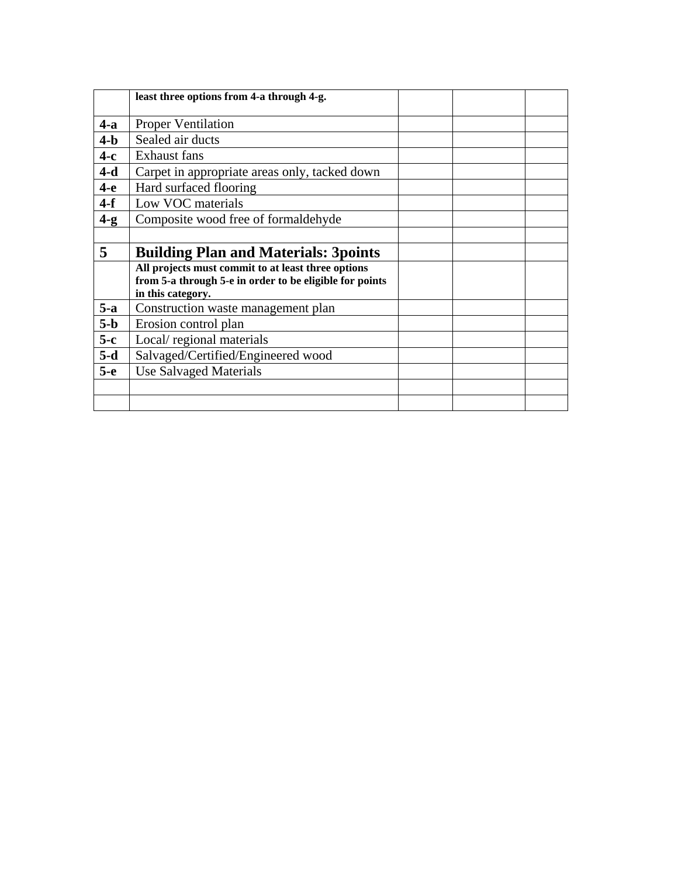| | | | | |
|---|---|---|---|---|
| | **least three options from 4-a through 4-g.** | | | |
| **4-a** | Proper Ventilation | | | |
| **4-b** | Sealed air ducts | | | |
| **4-c** | Exhaust fans | | | |
| **4-d** | Carpet in appropriate areas only, tacked down | | | |
| **4-e** | Hard surfaced flooring | | | |
| **4-f** | Low VOC materials | | | |
| **4-g** | Composite wood free of formaldehyde | | | |
| | | | | |
| **5** | **Building Plan and Materials: 3points** | | | |
| | **All projects must commit to at least three options from 5-a through 5-e in order to be eligible for points in this category.** | | | |
| **5-a** | Construction waste management plan | | | |
| **5-b** | Erosion control plan | | | |
| **5-c** | Local/ regional materials | | | |
| **5-d** | Salvaged/Certified/Engineered wood | | | |
| **5-e** | Use Salvaged Materials | | | |
| | | | | |
| | | | | |